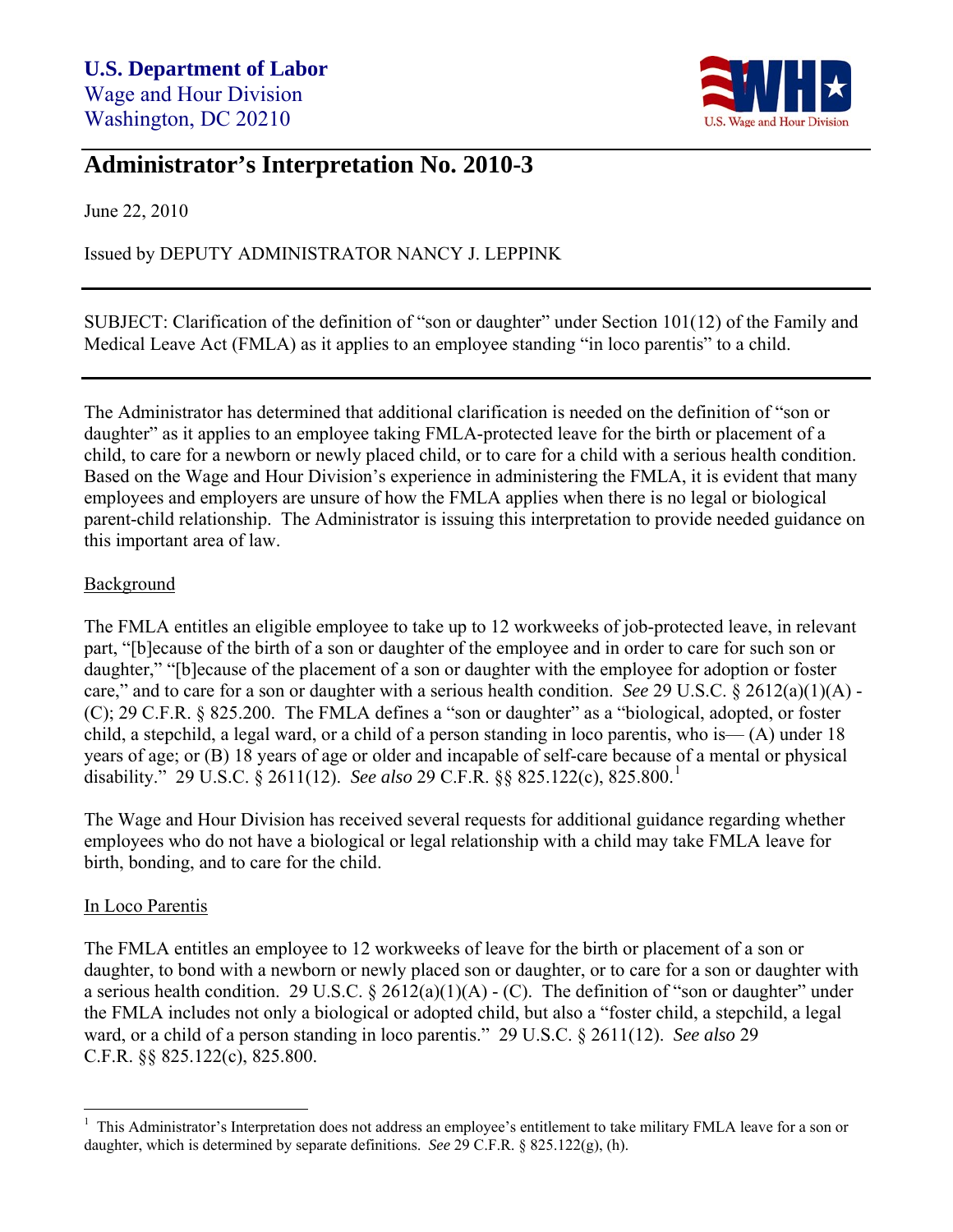**U.S. Department of Labor**
Wage and Hour Division
Washington, DC 20210

# Administrator's Interpretation No. 2010-3

June 22, 2010

Issued by DEPUTY ADMINISTRATOR NANCY J. LEPPINK

---

SUBJECT: Clarification of the definition of "son or daughter" under Section 101(12) of the Family and Medical Leave Act (FMLA) as it applies to an employee standing "in loco parentis" to a child.

---

The Administrator has determined that additional clarification is needed on the definition of "son or daughter" as it applies to an employee taking FMLA-protected leave for the birth or placement of a child, to care for a newborn or newly placed child, or to care for a child with a serious health condition. Based on the Wage and Hour Division's experience in administering the FMLA, it is evident that many employees and employers are unsure of how the FMLA applies when there is no legal or biological parent-child relationship. The Administrator is issuing this interpretation to provide needed guidance on this important area of law.

## Background

The FMLA entitles an eligible employee to take up to 12 workweeks of job-protected leave, in relevant part, "[b]ecause of the birth of a son or daughter of the employee and in order to care for such son or daughter," "[b]ecause of the placement of a son or daughter with the employee for adoption or foster care," and to care for a son or daughter with a serious health condition. *See* 29 U.S.C. § 2612(a)(1)(A) - (C); 29 C.F.R. § 825.200. The FMLA defines a "son or daughter" as a "biological, adopted, or foster child, a stepchild, a legal ward, or a child of a person standing in loco parentis, who is— (A) under 18 years of age; or (B) 18 years of age or older and incapable of self-care because of a mental or physical disability." 29 U.S.C. § 2611(12). *See also* 29 C.F.R. §§ 825.122(c), 825.800.[1]

The Wage and Hour Division has received several requests for additional guidance regarding whether employees who do not have a biological or legal relationship with a child may take FMLA leave for birth, bonding, and to care for the child.

## In Loco Parentis

The FMLA entitles an employee to 12 workweeks of leave for the birth or placement of a son or daughter, to bond with a newborn or newly placed son or daughter, or to care for a son or daughter with a serious health condition. 29 U.S.C. § 2612(a)(1)(A) - (C). The definition of "son or daughter" under the FMLA includes not only a biological or adopted child, but also a "foster child, a stepchild, a legal ward, or a child of a person standing in loco parentis." 29 U.S.C. § 2611(12). *See also* 29 C.F.R. §§ 825.122(c), 825.800.

---

[1] This Administrator's Interpretation does not address an employee's entitlement to take military FMLA leave for a son or daughter, which is determined by separate definitions. *See* 29 C.F.R. § 825.122(g), (h).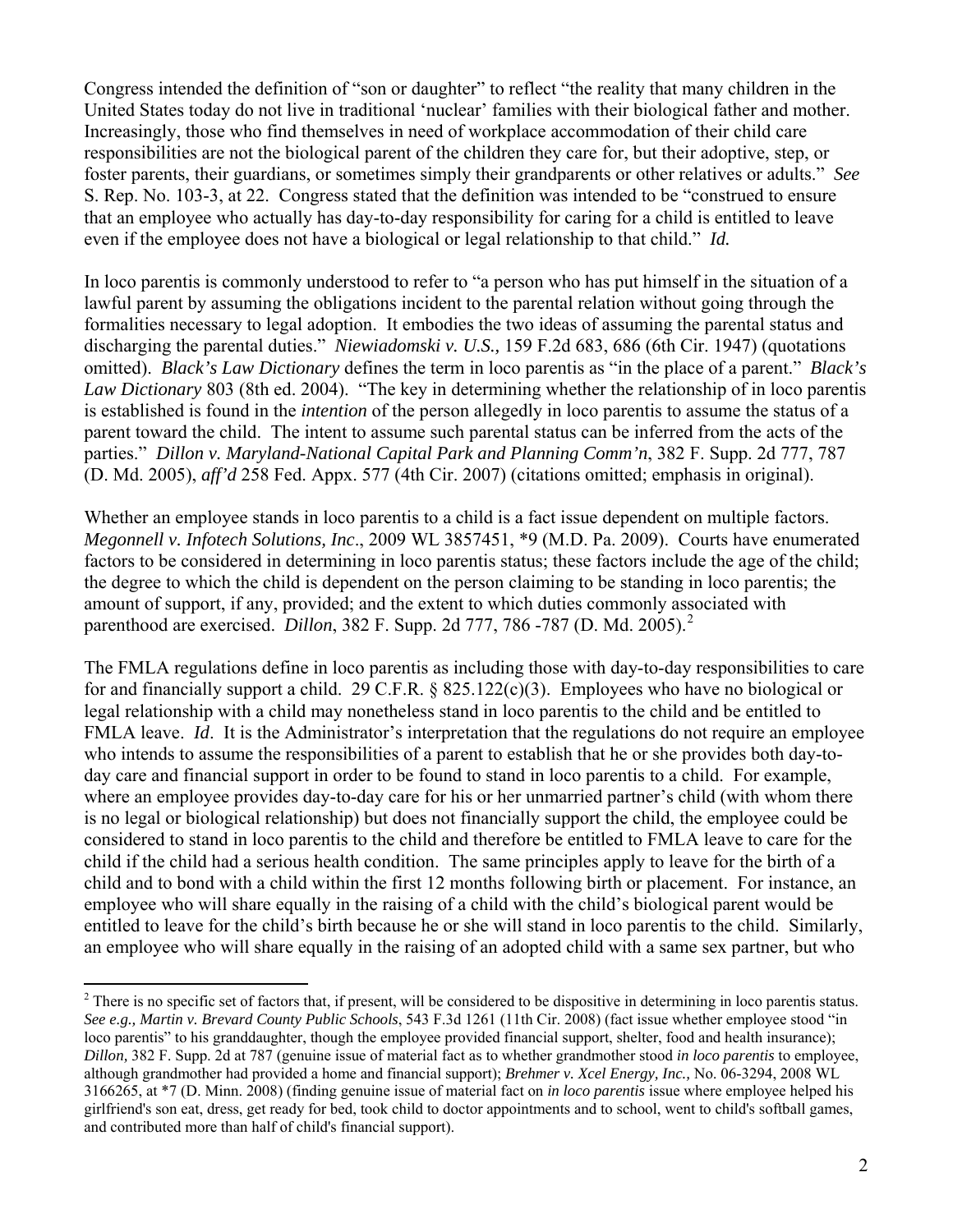Congress intended the definition of "son or daughter" to reflect "the reality that many children in the United States today do not live in traditional 'nuclear' families with their biological father and mother. Increasingly, those who find themselves in need of workplace accommodation of their child care responsibilities are not the biological parent of the children they care for, but their adoptive, step, or foster parents, their guardians, or sometimes simply their grandparents or other relatives or adults." *See* S. Rep. No. 103-3, at 22. Congress stated that the definition was intended to be "construed to ensure that an employee who actually has day-to-day responsibility for caring for a child is entitled to leave even if the employee does not have a biological or legal relationship to that child." ***Id.***

In loco parentis is commonly understood to refer to "a person who has put himself in the situation of a lawful parent by assuming the obligations incident to the parental relation without going through the formalities necessary to legal adoption. It embodies the two ideas of assuming the parental status and discharging the parental duties." ***Niewiadomski v. U.S.,*** 159 F.2d 683, 686 (6th Cir. 1947) (quotations omitted). *Black's Law Dictionary* defines the term in loco parentis as "in the place of a parent." *Black's Law Dictionary* 803 (8th ed. 2004). "The key in determining whether the relationship of in loco parentis is established is found in the *intention* of the person allegedly in loco parentis to assume the status of a parent toward the child. The intent to assume such parental status can be inferred from the acts of the parties." ***Dillon v. Maryland-National Capital Park and Planning Comm'n***, 382 F. Supp. 2d 777, 787 (D. Md. 2005), ***aff'd*** 258 Fed. Appx. 577 (4th Cir. 2007) (citations omitted; emphasis in original).

Whether an employee stands in loco parentis to a child is a fact issue dependent on multiple factors. ***Megonnell v. Infotech Solutions, Inc***., 2009 WL 3857451, *9 (M.D. Pa. 2009). Courts have enumerated factors to be considered in determining in loco parentis status; these factors include the age of the child; the degree to which the child is dependent on the person claiming to be standing in loco parentis; the amount of support, if any, provided; and the extent to which duties commonly associated with parenthood are exercised. ***Dillon***, 382 F. Supp. 2d 777, 786 -787 (D. Md. 2005).[2]

The FMLA regulations define in loco parentis as including those with day-to-day responsibilities to care for and financially support a child. 29 C.F.R. § 825.122(c)(3). Employees who have no biological or legal relationship with a child may nonetheless stand in loco parentis to the child and be entitled to FMLA leave. ***Id***. It is the Administrator's interpretation that the regulations do not require an employee who intends to assume the responsibilities of a parent to establish that he or she provides both day-to-day care and financial support in order to be found to stand in loco parentis to a child. For example, where an employee provides day-to-day care for his or her unmarried partner's child (with whom there is no legal or biological relationship) but does not financially support the child, the employee could be considered to stand in loco parentis to the child and therefore be entitled to FMLA leave to care for the child if the child had a serious health condition. The same principles apply to leave for the birth of a child and to bond with a child within the first 12 months following birth or placement. For instance, an employee who will share equally in the raising of a child with the child's biological parent would be entitled to leave for the child's birth because he or she will stand in loco parentis to the child. Similarly, an employee who will share equally in the raising of an adopted child with a same sex partner, but who

---

[2] There is no specific set of factors that, if present, will be considered to be dispositive in determining in loco parentis status. *See e.g., **Martin v. Brevard County Public Schools***, 543 F.3d 1261 (11th Cir. 2008) (fact issue whether employee stood "in loco parentis" to his granddaughter, though the employee provided financial support, shelter, food and health insurance); ***Dillon,*** 382 F. Supp. 2d at 787 (genuine issue of material fact as to whether grandmother stood *in loco parentis* to employee, although grandmother had provided a home and financial support); ***Brehmer v. Xcel Energy, Inc.,*** No. 06-3294, 2008 WL 3166265, at *7 (D. Minn. 2008) (finding genuine issue of material fact on *in loco parentis* issue where employee helped his girlfriend's son eat, dress, get ready for bed, took child to doctor appointments and to school, went to child's softball games, and contributed more than half of child's financial support).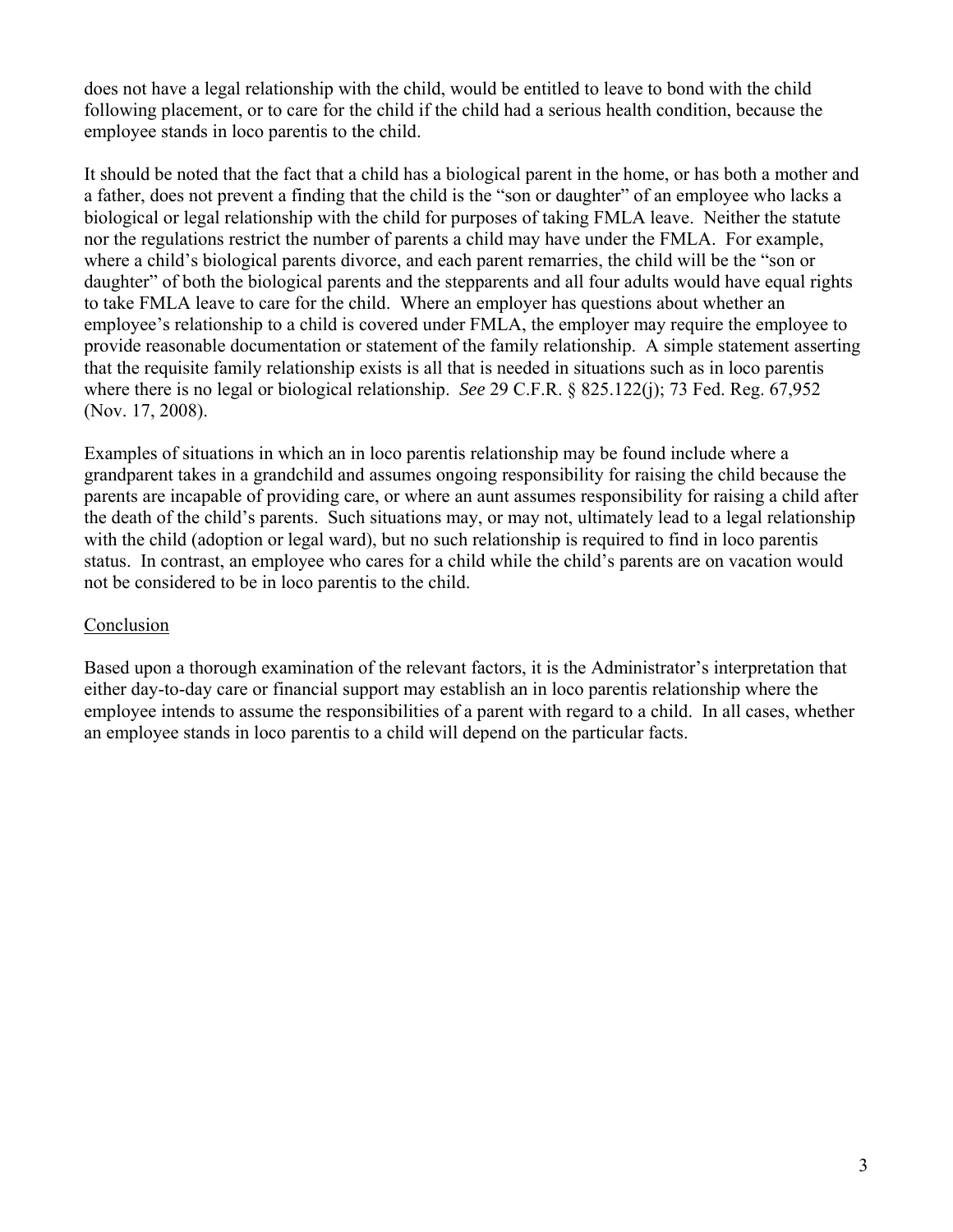does not have a legal relationship with the child, would be entitled to leave to bond with the child following placement, or to care for the child if the child had a serious health condition, because the employee stands in loco parentis to the child.

It should be noted that the fact that a child has a biological parent in the home, or has both a mother and a father, does not prevent a finding that the child is the "son or daughter" of an employee who lacks a biological or legal relationship with the child for purposes of taking FMLA leave. Neither the statute nor the regulations restrict the number of parents a child may have under the FMLA. For example, where a child's biological parents divorce, and each parent remarries, the child will be the "son or daughter" of both the biological parents and the stepparents and all four adults would have equal rights to take FMLA leave to care for the child. Where an employer has questions about whether an employee's relationship to a child is covered under FMLA, the employer may require the employee to provide reasonable documentation or statement of the family relationship. A simple statement asserting that the requisite family relationship exists is all that is needed in situations such as in loco parentis where there is no legal or biological relationship. *See* 29 C.F.R. § 825.122(j); 73 Fed. Reg. 67,952 (Nov. 17, 2008).

Examples of situations in which an in loco parentis relationship may be found include where a grandparent takes in a grandchild and assumes ongoing responsibility for raising the child because the parents are incapable of providing care, or where an aunt assumes responsibility for raising a child after the death of the child's parents. Such situations may, or may not, ultimately lead to a legal relationship with the child (adoption or legal ward), but no such relationship is required to find in loco parentis status. In contrast, an employee who cares for a child while the child's parents are on vacation would not be considered to be in loco parentis to the child.

## Conclusion

Based upon a thorough examination of the relevant factors, it is the Administrator's interpretation that either day-to-day care or financial support may establish an in loco parentis relationship where the employee intends to assume the responsibilities of a parent with regard to a child. In all cases, whether an employee stands in loco parentis to a child will depend on the particular facts.